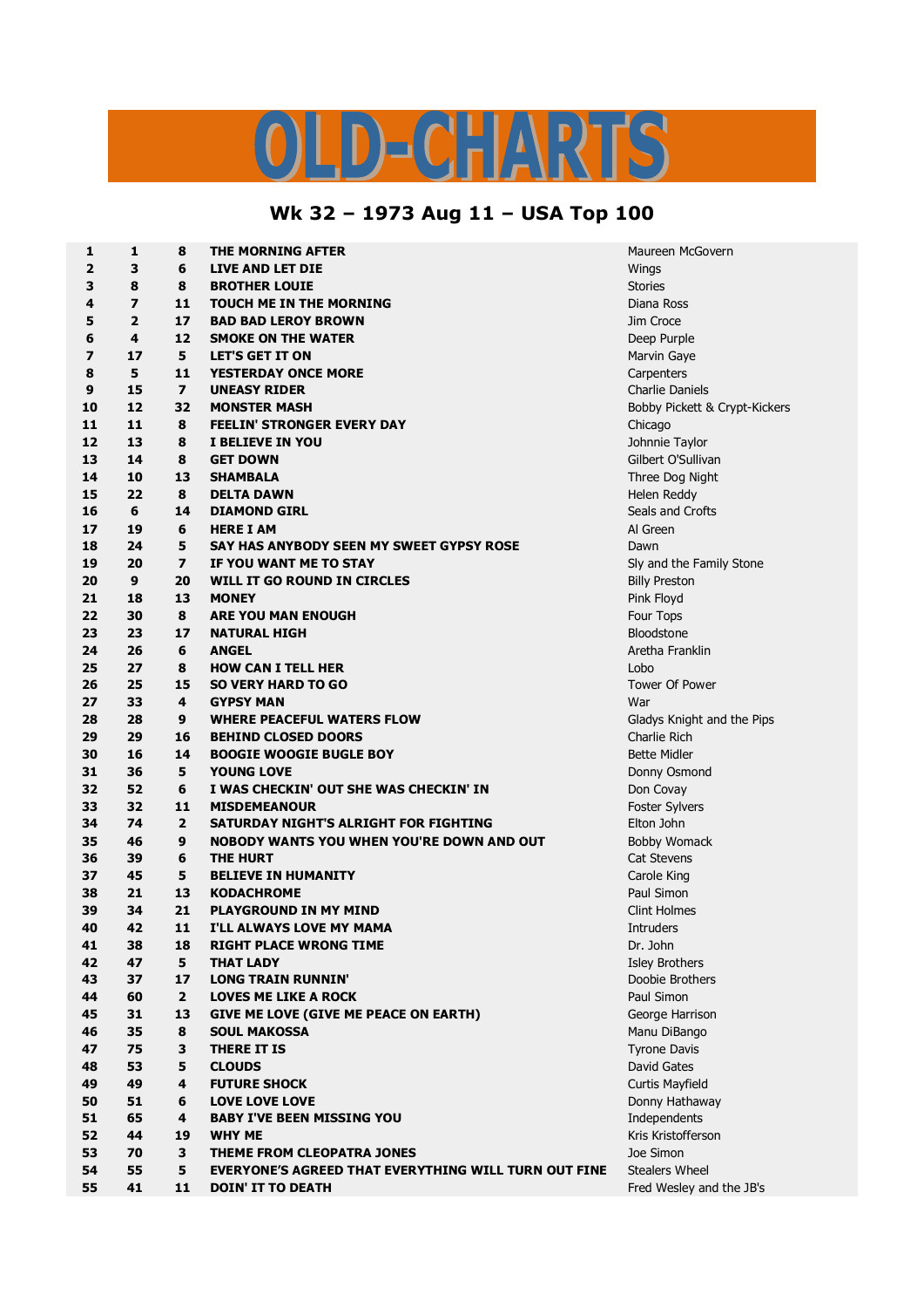# OLD-CHARTS

## Wk 32 – 1973 Aug 11 – USA Top 100

| | | | | |
|---|---|---|---|---|
| **1** | **1** | **8** | **THE MORNING AFTER** | Maureen McGovern |
| **2** | **3** | **6** | **LIVE AND LET DIE** | Wings |
| **3** | **8** | **8** | **BROTHER LOUIE** | Stories |
| **4** | **7** | **11** | **TOUCH ME IN THE MORNING** | Diana Ross |
| **5** | **2** | **17** | **BAD BAD LEROY BROWN** | Jim Croce |
| **6** | **4** | **12** | **SMOKE ON THE WATER** | Deep Purple |
| **7** | **17** | **5** | **LET'S GET IT ON** | Marvin Gaye |
| **8** | **5** | **11** | **YESTERDAY ONCE MORE** | Carpenters |
| **9** | **15** | **7** | **UNEASY RIDER** | Charlie Daniels |
| **10** | **12** | **32** | **MONSTER MASH** | Bobby Pickett & Crypt-Kickers |
| **11** | **11** | **8** | **FEELIN' STRONGER EVERY DAY** | Chicago |
| **12** | **13** | **8** | **I BELIEVE IN YOU** | Johnnie Taylor |
| **13** | **14** | **8** | **GET DOWN** | Gilbert O'Sullivan |
| **14** | **10** | **13** | **SHAMBALA** | Three Dog Night |
| **15** | **22** | **8** | **DELTA DAWN** | Helen Reddy |
| **16** | **6** | **14** | **DIAMOND GIRL** | Seals and Crofts |
| **17** | **19** | **6** | **HERE I AM** | Al Green |
| **18** | **24** | **5** | **SAY HAS ANYBODY SEEN MY SWEET GYPSY ROSE** | Dawn |
| **19** | **20** | **7** | **IF YOU WANT ME TO STAY** | Sly and the Family Stone |
| **20** | **9** | **20** | **WILL IT GO ROUND IN CIRCLES** | Billy Preston |
| **21** | **18** | **13** | **MONEY** | Pink Floyd |
| **22** | **30** | **8** | **ARE YOU MAN ENOUGH** | Four Tops |
| **23** | **23** | **17** | **NATURAL HIGH** | Bloodstone |
| **24** | **26** | **6** | **ANGEL** | Aretha Franklin |
| **25** | **27** | **8** | **HOW CAN I TELL HER** | Lobo |
| **26** | **25** | **15** | **SO VERY HARD TO GO** | Tower Of Power |
| **27** | **33** | **4** | **GYPSY MAN** | War |
| **28** | **28** | **9** | **WHERE PEACEFUL WATERS FLOW** | Gladys Knight and the Pips |
| **29** | **29** | **16** | **BEHIND CLOSED DOORS** | Charlie Rich |
| **30** | **16** | **14** | **BOOGIE WOOGIE BUGLE BOY** | Bette Midler |
| **31** | **36** | **5** | **YOUNG LOVE** | Donny Osmond |
| **32** | **52** | **6** | **I WAS CHECKIN' OUT SHE WAS CHECKIN' IN** | Don Covay |
| **33** | **32** | **11** | **MISDEMEANOUR** | Foster Sylvers |
| **34** | **74** | **2** | **SATURDAY NIGHT'S ALRIGHT FOR FIGHTING** | Elton John |
| **35** | **46** | **9** | **NOBODY WANTS YOU WHEN YOU'RE DOWN AND OUT** | Bobby Womack |
| **36** | **39** | **6** | **THE HURT** | Cat Stevens |
| **37** | **45** | **5** | **BELIEVE IN HUMANITY** | Carole King |
| **38** | **21** | **13** | **KODACHROME** | Paul Simon |
| **39** | **34** | **21** | **PLAYGROUND IN MY MIND** | Clint Holmes |
| **40** | **42** | **11** | **I'LL ALWAYS LOVE MY MAMA** | Intruders |
| **41** | **38** | **18** | **RIGHT PLACE WRONG TIME** | Dr. John |
| **42** | **47** | **5** | **THAT LADY** | Isley Brothers |
| **43** | **37** | **17** | **LONG TRAIN RUNNIN'** | Doobie Brothers |
| **44** | **60** | **2** | **LOVES ME LIKE A ROCK** | Paul Simon |
| **45** | **31** | **13** | **GIVE ME LOVE (GIVE ME PEACE ON EARTH)** | George Harrison |
| **46** | **35** | **8** | **SOUL MAKOSSA** | Manu DiBango |
| **47** | **75** | **3** | **THERE IT IS** | Tyrone Davis |
| **48** | **53** | **5** | **CLOUDS** | David Gates |
| **49** | **49** | **4** | **FUTURE SHOCK** | Curtis Mayfield |
| **50** | **51** | **6** | **LOVE LOVE LOVE** | Donny Hathaway |
| **51** | **65** | **4** | **BABY I'VE BEEN MISSING YOU** | Independents |
| **52** | **44** | **19** | **WHY ME** | Kris Kristofferson |
| **53** | **70** | **3** | **THEME FROM CLEOPATRA JONES** | Joe Simon |
| **54** | **55** | **5** | **EVERYONE'S AGREED THAT EVERYTHING WILL TURN OUT FINE** | Stealers Wheel |
| **55** | **41** | **11** | **DOIN' IT TO DEATH** | Fred Wesley and the JB's |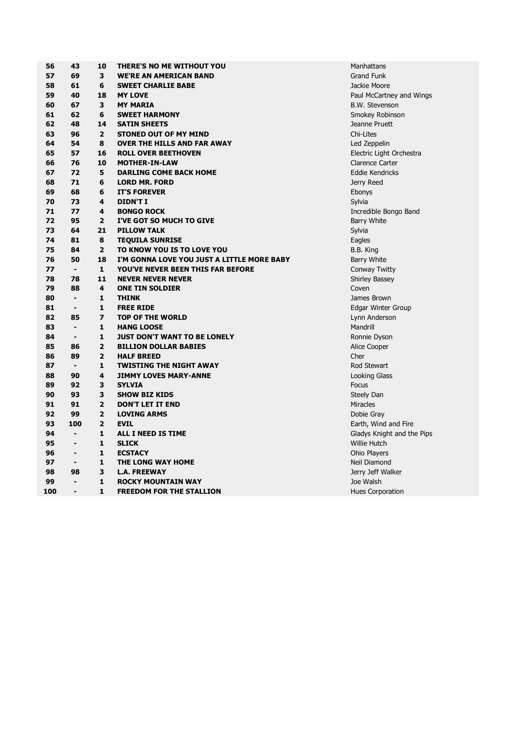| | | | | |
|---|---|---|---|---|
| 56 | 43 | 10 | **THERE'S NO ME WITHOUT YOU** | Manhattans |
| 57 | 69 | 3 | **WE'RE AN AMERICAN BAND** | Grand Funk |
| 58 | 61 | 6 | **SWEET CHARLIE BABE** | Jackie Moore |
| 59 | 40 | 18 | **MY LOVE** | Paul McCartney and Wings |
| 60 | 67 | 3 | **MY MARIA** | B.W. Stevenson |
| 61 | 62 | 6 | **SWEET HARMONY** | Smokey Robinson |
| 62 | 48 | 14 | **SATIN SHEETS** | Jeanne Pruett |
| 63 | 96 | 2 | **STONED OUT OF MY MIND** | Chi-Lites |
| 64 | 54 | 8 | **OVER THE HILLS AND FAR AWAY** | Led Zeppelin |
| 65 | 57 | 16 | **ROLL OVER BEETHOVEN** | Electric Light Orchestra |
| 66 | 76 | 10 | **MOTHER-IN-LAW** | Clarence Carter |
| 67 | 72 | 5 | **DARLING COME BACK HOME** | Eddie Kendricks |
| 68 | 71 | 6 | **LORD MR. FORD** | Jerry Reed |
| 69 | 68 | 6 | **IT'S FOREVER** | Ebonys |
| 70 | 73 | 4 | **DIDN'T I** | Sylvia |
| 71 | 77 | 4 | **BONGO ROCK** | Incredible Bongo Band |
| 72 | 95 | 2 | **I'VE GOT SO MUCH TO GIVE** | Barry White |
| 73 | 64 | 21 | **PILLOW TALK** | Sylvia |
| 74 | 81 | 8 | **TEQUILA SUNRISE** | Eagles |
| 75 | 84 | 2 | **TO KNOW YOU IS TO LOVE YOU** | B.B. King |
| 76 | 50 | 18 | **I'M GONNA LOVE YOU JUST A LITTLE MORE BABY** | Barry White |
| 77 | - | 1 | **YOU'VE NEVER BEEN THIS FAR BEFORE** | Conway Twitty |
| 78 | 78 | 11 | **NEVER NEVER NEVER** | Shirley Bassey |
| 79 | 88 | 4 | **ONE TIN SOLDIER** | Coven |
| 80 | - | 1 | **THINK** | James Brown |
| 81 | - | 1 | **FREE RIDE** | Edgar Winter Group |
| 82 | 85 | 7 | **TOP OF THE WORLD** | Lynn Anderson |
| 83 | - | 1 | **HANG LOOSE** | Mandrill |
| 84 | - | 1 | **JUST DON'T WANT TO BE LONELY** | Ronnie Dyson |
| 85 | 86 | 2 | **BILLION DOLLAR BABIES** | Alice Cooper |
| 86 | 89 | 2 | **HALF BREED** | Cher |
| 87 | - | 1 | **TWISTING THE NIGHT AWAY** | Rod Stewart |
| 88 | 90 | 4 | **JIMMY LOVES MARY-ANNE** | Looking Glass |
| 89 | 92 | 3 | **SYLVIA** | Focus |
| 90 | 93 | 3 | **SHOW BIZ KIDS** | Steely Dan |
| 91 | 91 | 2 | **DON'T LET IT END** | Miracles |
| 92 | 99 | 2 | **LOVING ARMS** | Dobie Gray |
| 93 | 100 | 2 | **EVIL** | Earth, Wind and Fire |
| 94 | - | 1 | **ALL I NEED IS TIME** | Gladys Knight and the Pips |
| 95 | - | 1 | **SLICK** | Willie Hutch |
| 96 | - | 1 | **ECSTACY** | Ohio Players |
| 97 | - | 1 | **THE LONG WAY HOME** | Neil Diamond |
| 98 | 98 | 3 | **L.A. FREEWAY** | Jerry Jeff Walker |
| 99 | - | 1 | **ROCKY MOUNTAIN WAY** | Joe Walsh |
| 100 | - | 1 | **FREEDOM FOR THE STALLION** | Hues Corporation |